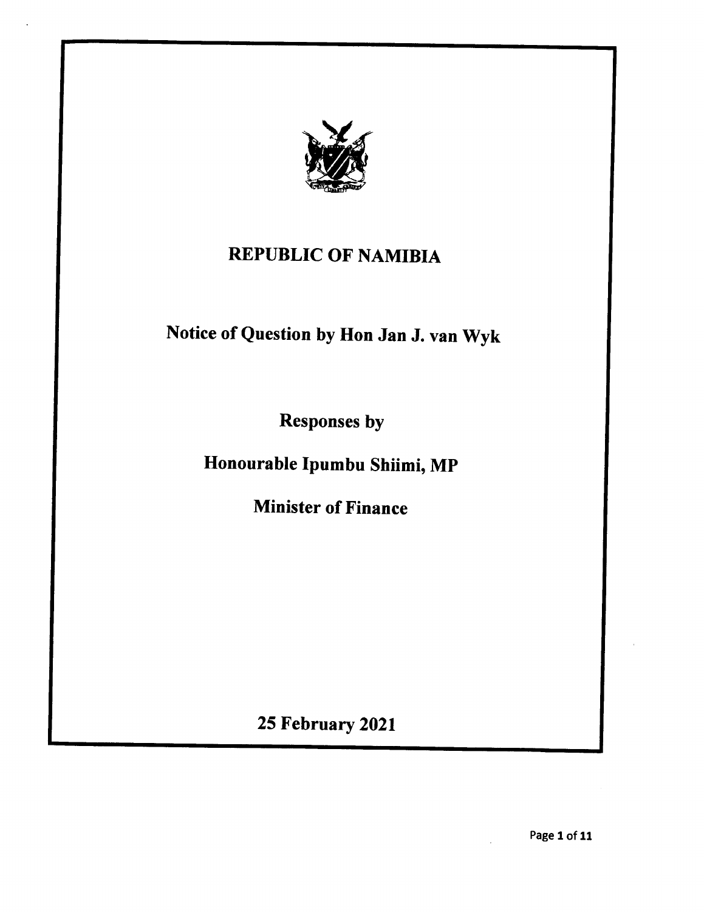# REPUBLIC OF NAMIBIA

## Notice of Question by Hon Jan J. van Wyk

### Responses by

### Honourable Ipumbu Shiimi, MP

### Minister of Finance

**25 February 2021**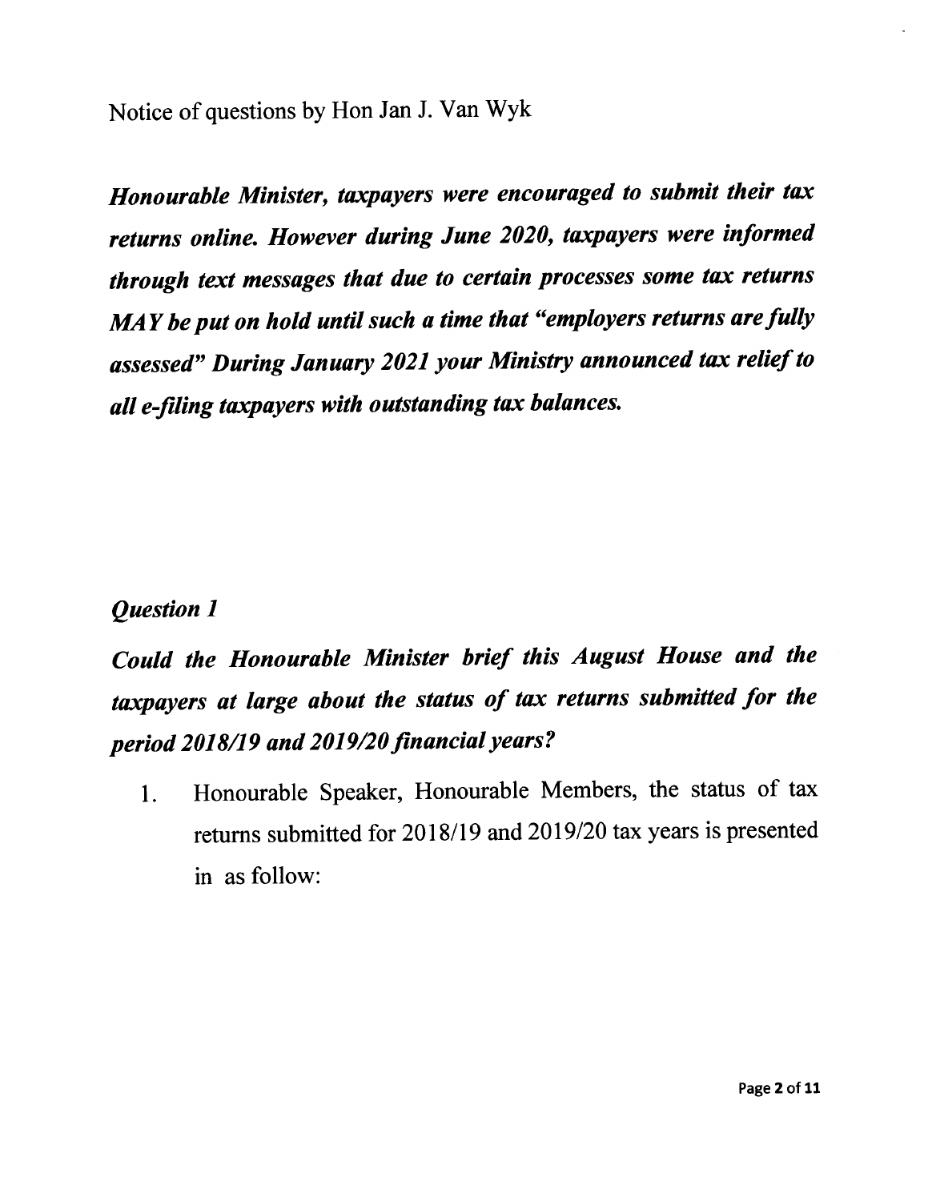Notice of questions by Hon Jan J. Van Wyk

***Honourable Minister, taxpayers were encouraged to submit their tax returns online. However during June 2020, taxpayers were informed through text messages that due to certain processes some tax returns MAY be put on hold until such a time that "employers returns are fully assessed" During January 2021 your Ministry announced tax relief to all e-filing taxpayers with outstanding tax balances.***

## *Question 1*

***Could the Honourable Minister brief this August House and the taxpayers at large about the status of tax returns submitted for the period 2018/19 and 2019/20 financial years?***

1. Honourable Speaker, Honourable Members, the status of tax returns submitted for 2018/19 and 2019/20 tax years is presented in as follow: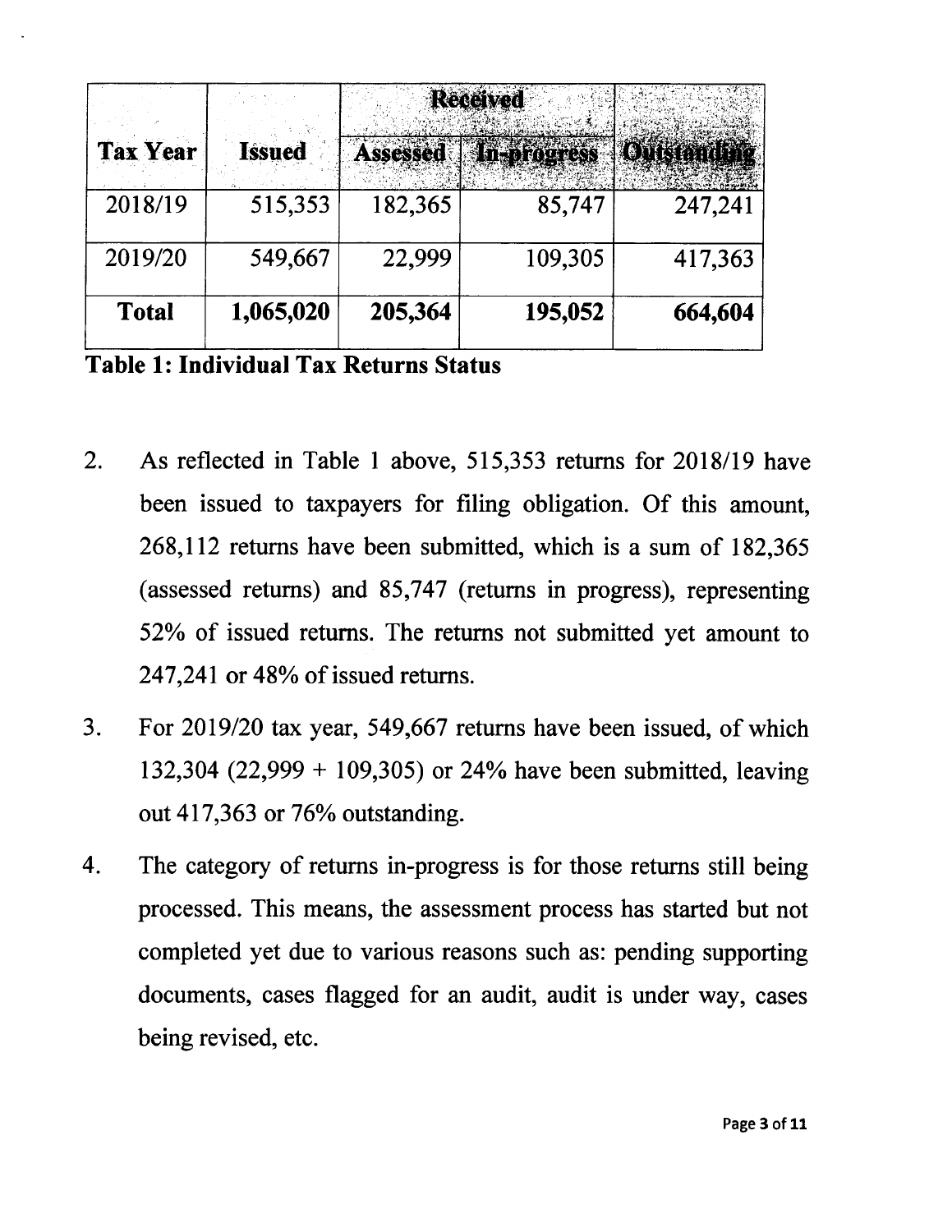| Tax Year | Issued | Received | | Outstanding |
|---|---|---|---|---|
| | | Assessed | In-progress | |
| 2018/19 | 515,353 | 182,365 | 85,747 | 247,241 |
| 2019/20 | 549,667 | 22,999 | 109,305 | 417,363 |
| **Total** | **1,065,020** | **205,364** | **195,052** | **664,604** |

**Table 1: Individual Tax Returns Status**

2. As reflected in Table 1 above, 515,353 returns for 2018/19 have been issued to taxpayers for filing obligation. Of this amount, 268,112 returns have been submitted, which is a sum of 182,365 (assessed returns) and 85,747 (returns in progress), representing 52% of issued returns. The returns not submitted yet amount to 247,241 or 48% of issued returns.

3. For 2019/20 tax year, 549,667 returns have been issued, of which 132,304 (22,999 + 109,305) or 24% have been submitted, leaving out 417,363 or 76% outstanding.

4. The category of returns in-progress is for those returns still being processed. This means, the assessment process has started but not completed yet due to various reasons such as: pending supporting documents, cases flagged for an audit, audit is under way, cases being revised, etc.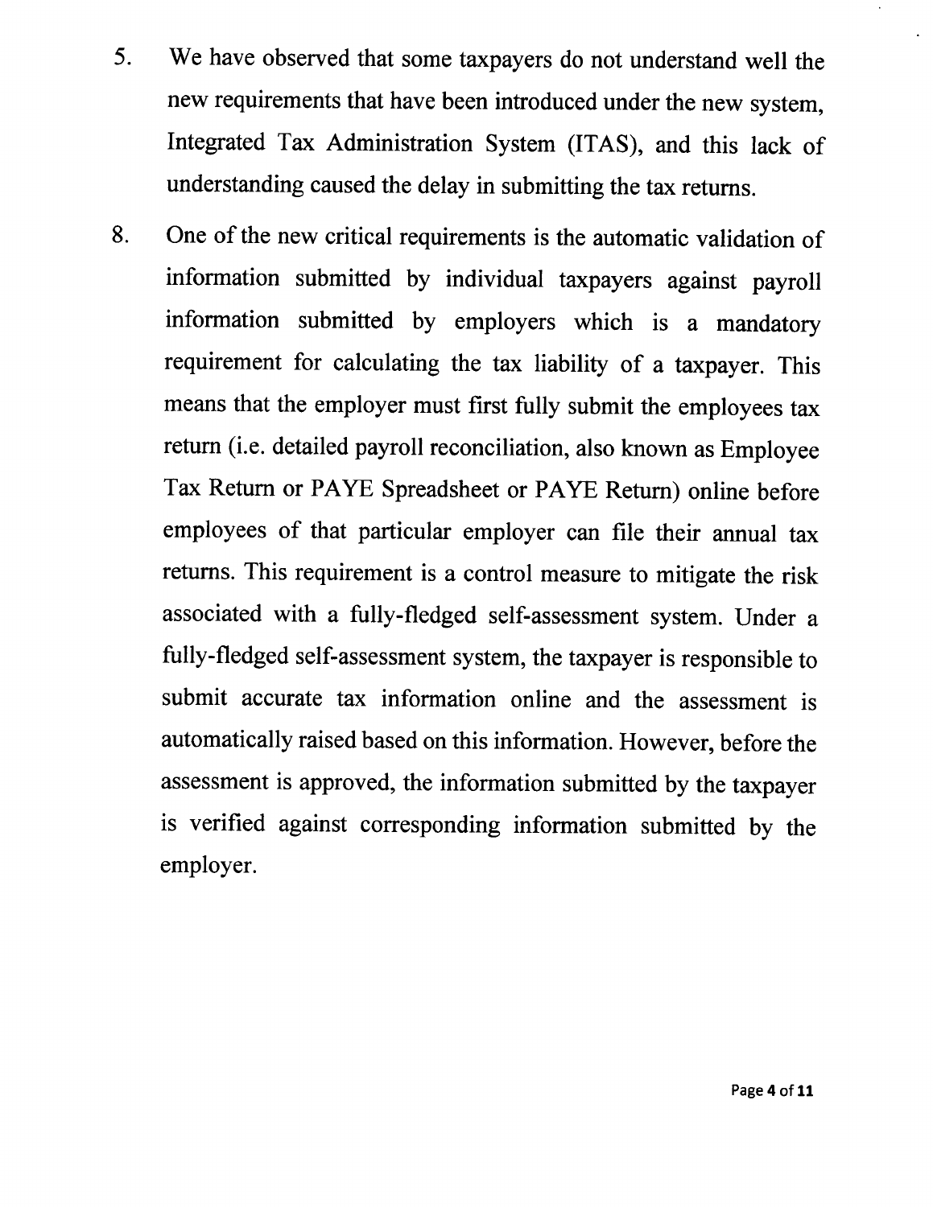5. We have observed that some taxpayers do not understand well the new requirements that have been introduced under the new system, Integrated Tax Administration System (ITAS), and this lack of understanding caused the delay in submitting the tax returns.

8. One of the new critical requirements is the automatic validation of information submitted by individual taxpayers against payroll information submitted by employers which is a mandatory requirement for calculating the tax liability of a taxpayer. This means that the employer must first fully submit the employees tax return (i.e. detailed payroll reconciliation, also known as Employee Tax Return or PAYE Spreadsheet or PAYE Return) online before employees of that particular employer can file their annual tax returns. This requirement is a control measure to mitigate the risk associated with a fully-fledged self-assessment system. Under a fully-fledged self-assessment system, the taxpayer is responsible to submit accurate tax information online and the assessment is automatically raised based on this information. However, before the assessment is approved, the information submitted by the taxpayer is verified against corresponding information submitted by the employer.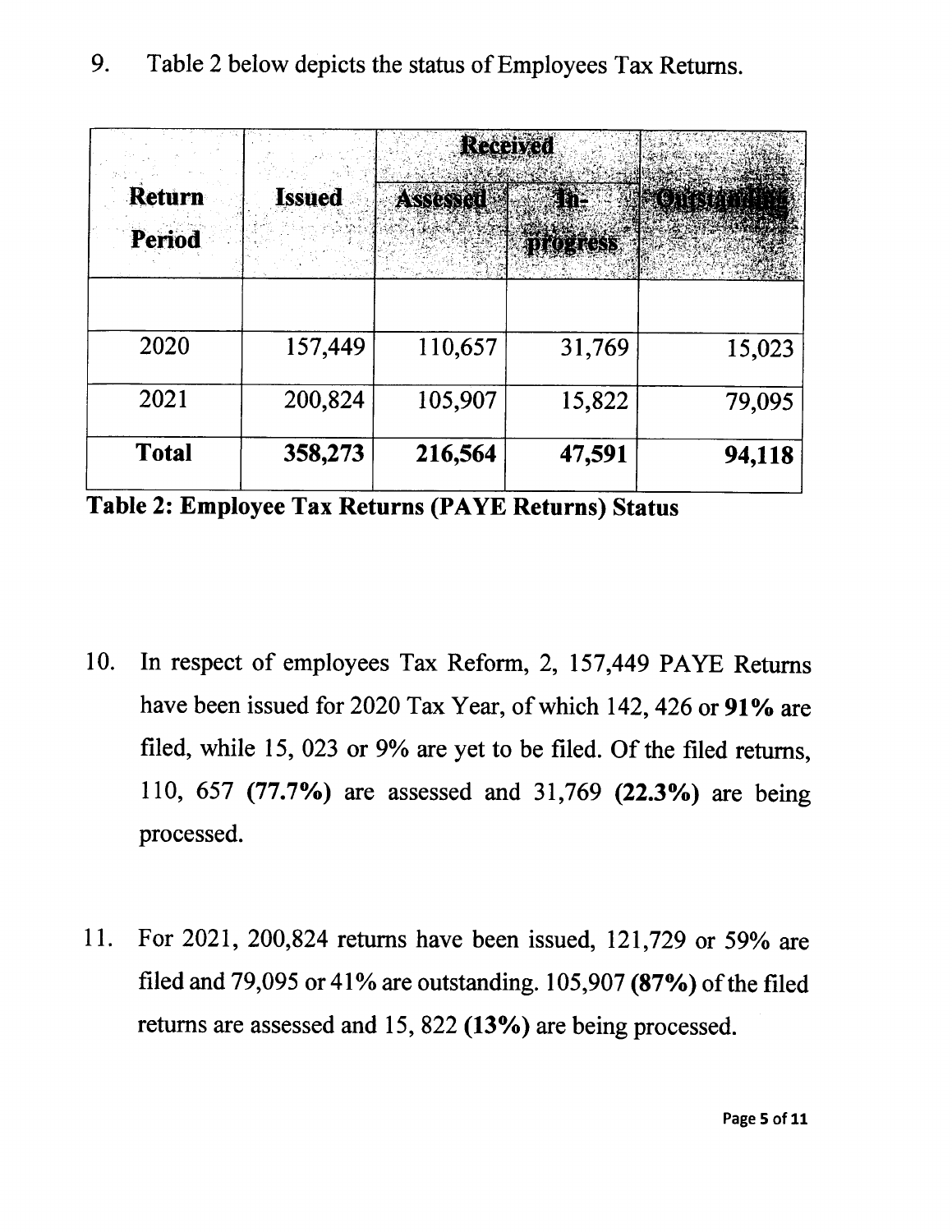9. Table 2 below depicts the status of Employees Tax Returns.

| Return Period | Issued | Received | | Outstanding |
|---|---|---|---|---|
| | | Assessed | In-progress | |
| | | | | |
| 2020 | 157,449 | 110,657 | 31,769 | 15,023 |
| 2021 | 200,824 | 105,907 | 15,822 | 79,095 |
| **Total** | **358,273** | **216,564** | **47,591** | **94,118** |

**Table 2: Employee Tax Returns (PAYE Returns) Status**

10. In respect of employees Tax Reform, 2, 157,449 PAYE Returns have been issued for 2020 Tax Year, of which 142, 426 or **91%** are filed, while 15, 023 or 9% are yet to be filed. Of the filed returns, 110, 657 **(77.7%)** are assessed and 31,769 **(22.3%)** are being processed.

11. For 2021, 200,824 returns have been issued, 121,729 or 59% are filed and 79,095 or 41% are outstanding. 105,907 **(87%)** of the filed returns are assessed and 15, 822 **(13%)** are being processed.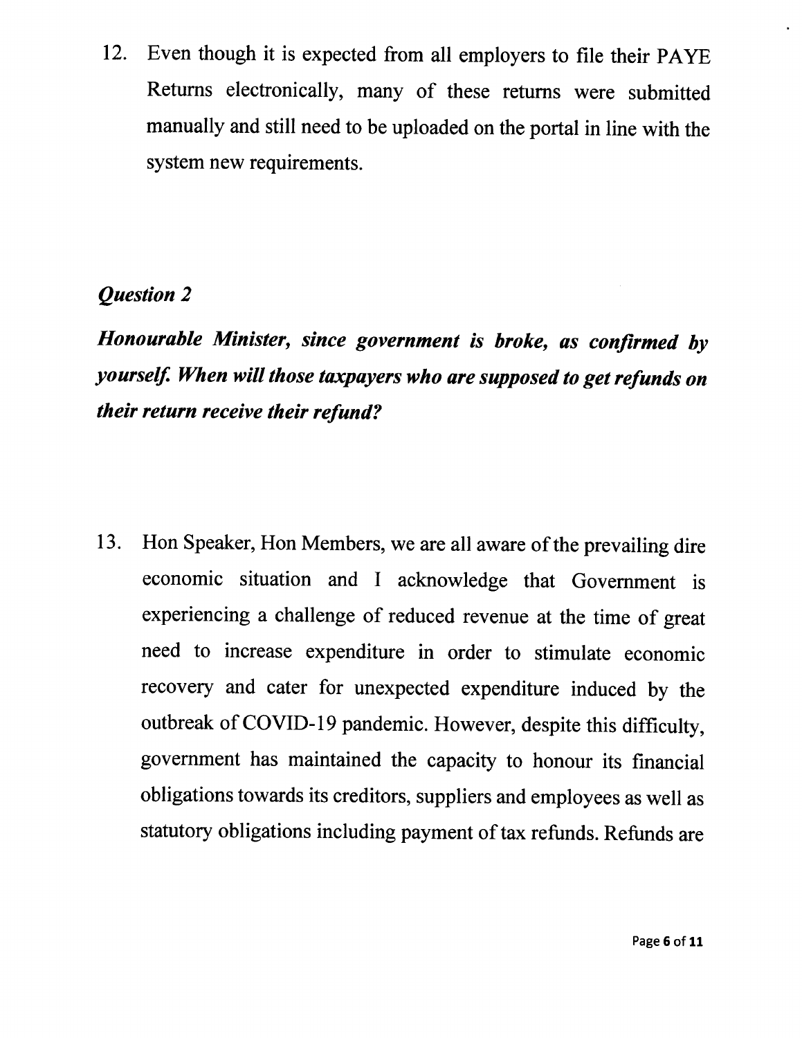12. Even though it is expected from all employers to file their PAYE Returns electronically, many of these returns were submitted manually and still need to be uploaded on the portal in line with the system new requirements.

### *Question 2*

***Honourable Minister, since government is broke, as confirmed by yourself. When will those taxpayers who are supposed to get refunds on their return receive their refund?***

13. Hon Speaker, Hon Members, we are all aware of the prevailing dire economic situation and I acknowledge that Government is experiencing a challenge of reduced revenue at the time of great need to increase expenditure in order to stimulate economic recovery and cater for unexpected expenditure induced by the outbreak of COVID-19 pandemic. However, despite this difficulty, government has maintained the capacity to honour its financial obligations towards its creditors, suppliers and employees as well as statutory obligations including payment of tax refunds. Refunds are